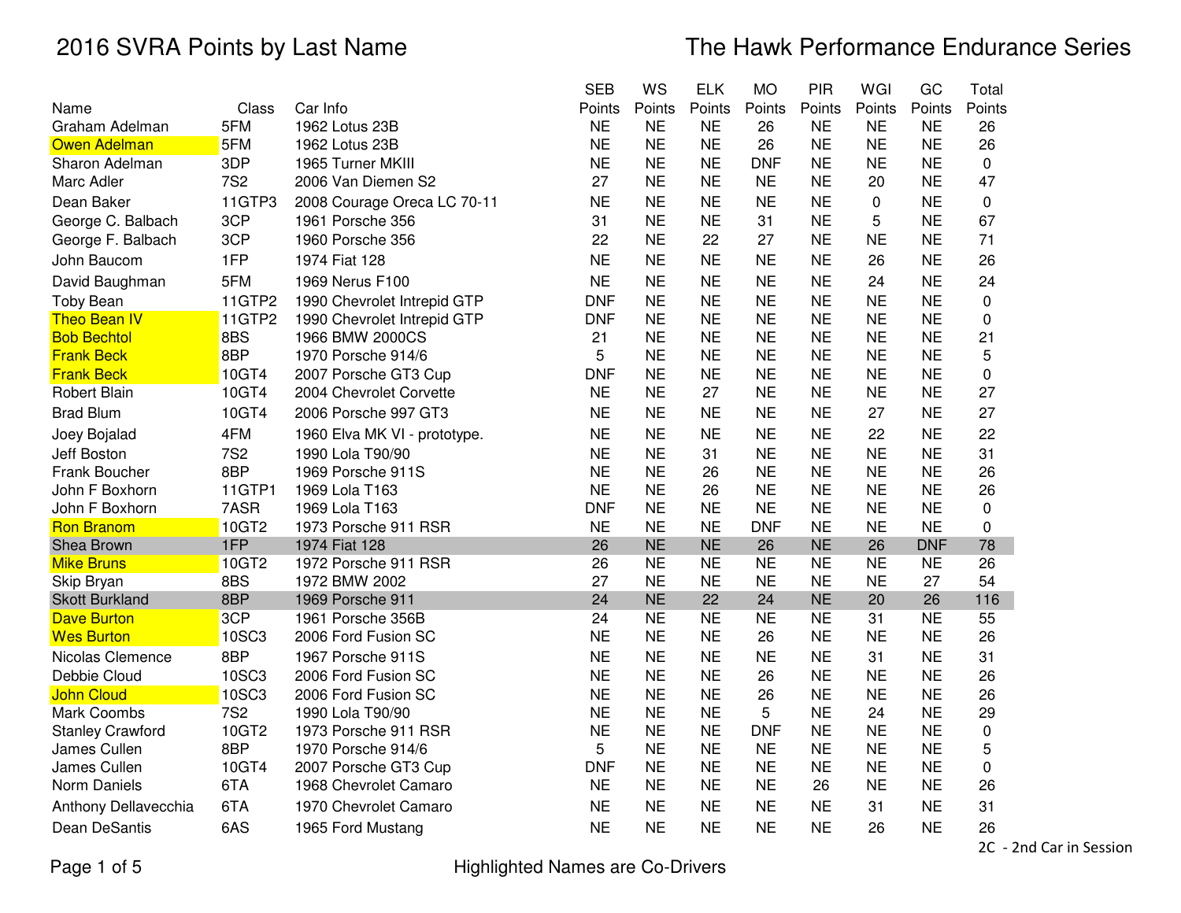# 2016 SVRA Points by Last Name

## The Hawk Performance Endurance Series

| Name | Class | Car Info | SEB Points | WS Points | ELK Points | MO Points | PIR Points | WGI Points | GC Points | Total Points |
|---|---|---|---|---|---|---|---|---|---|---|
| Graham Adelman | 5FM | 1962 Lotus 23B | NE | NE | NE | 26 | NE | NE | NE | 26 |
| Owen Adelman | 5FM | 1962 Lotus 23B | NE | NE | NE | 26 | NE | NE | NE | 26 |
| Sharon Adelman | 3DP | 1965 Turner MKIII | NE | NE | NE | DNF | NE | NE | NE | 0 |
| Marc Adler | 7S2 | 2006 Van Diemen S2 | 27 | NE | NE | NE | NE | 20 | NE | 47 |
| Dean Baker | 11GTP3 | 2008 Courage Oreca LC 70-11 | NE | NE | NE | NE | NE | 0 | NE | 0 |
| George C. Balbach | 3CP | 1961 Porsche 356 | 31 | NE | NE | 31 | NE | 5 | NE | 67 |
| George F. Balbach | 3CP | 1960 Porsche 356 | 22 | NE | 22 | 27 | NE | NE | NE | 71 |
| John Baucom | 1FP | 1974 Fiat 128 | NE | NE | NE | NE | NE | 26 | NE | 26 |
| David Baughman | 5FM | 1969 Nerus F100 | NE | NE | NE | NE | NE | 24 | NE | 24 |
| Toby Bean | 11GTP2 | 1990 Chevrolet Intrepid GTP | DNF | NE | NE | NE | NE | NE | NE | 0 |
| Theo Bean IV | 11GTP2 | 1990 Chevrolet Intrepid GTP | DNF | NE | NE | NE | NE | NE | NE | 0 |
| Bob Bechtol | 8BS | 1966 BMW 2000CS | 21 | NE | NE | NE | NE | NE | NE | 21 |
| Frank Beck | 8BP | 1970 Porsche 914/6 | 5 | NE | NE | NE | NE | NE | NE | 5 |
| Frank Beck | 10GT4 | 2007 Porsche GT3 Cup | DNF | NE | NE | NE | NE | NE | NE | 0 |
| Robert Blain | 10GT4 | 2004 Chevrolet Corvette | NE | NE | 27 | NE | NE | NE | NE | 27 |
| Brad Blum | 10GT4 | 2006 Porsche 997 GT3 | NE | NE | NE | NE | NE | 27 | NE | 27 |
| Joey Bojalad | 4FM | 1960 Elva MK VI - prototype. | NE | NE | NE | NE | NE | 22 | NE | 22 |
| Jeff Boston | 7S2 | 1990 Lola T90/90 | NE | NE | 31 | NE | NE | NE | NE | 31 |
| Frank Boucher | 8BP | 1969 Porsche 911S | NE | NE | 26 | NE | NE | NE | NE | 26 |
| John F Boxhorn | 11GTP1 | 1969 Lola T163 | NE | NE | 26 | NE | NE | NE | NE | 26 |
| John F Boxhorn | 7ASR | 1969 Lola T163 | DNF | NE | NE | NE | NE | NE | NE | 0 |
| Ron Branom | 10GT2 | 1973 Porsche 911 RSR | NE | NE | NE | DNF | NE | NE | NE | 0 |
| Shea Brown | 1FP | 1974 Fiat 128 | 26 | NE | NE | 26 | NE | 26 | DNF | 78 |
| Mike Bruns | 10GT2 | 1972 Porsche 911 RSR | 26 | NE | NE | NE | NE | NE | NE | 26 |
| Skip Bryan | 8BS | 1972 BMW 2002 | 27 | NE | NE | NE | NE | NE | 27 | 54 |
| Skott Burkland | 8BP | 1969 Porsche 911 | 24 | NE | 22 | 24 | NE | 20 | 26 | 116 |
| Dave Burton | 3CP | 1961 Porsche 356B | 24 | NE | NE | NE | NE | 31 | NE | 55 |
| Wes Burton | 10SC3 | 2006 Ford Fusion SC | NE | NE | NE | 26 | NE | NE | NE | 26 |
| Nicolas Clemence | 8BP | 1967 Porsche 911S | NE | NE | NE | NE | NE | 31 | NE | 31 |
| Debbie Cloud | 10SC3 | 2006 Ford Fusion SC | NE | NE | NE | 26 | NE | NE | NE | 26 |
| John Cloud | 10SC3 | 2006 Ford Fusion SC | NE | NE | NE | 26 | NE | NE | NE | 26 |
| Mark Coombs | 7S2 | 1990 Lola T90/90 | NE | NE | NE | 5 | NE | 24 | NE | 29 |
| Stanley Crawford | 10GT2 | 1973 Porsche 911 RSR | NE | NE | NE | DNF | NE | NE | NE | 0 |
| James Cullen | 8BP | 1970 Porsche 914/6 | 5 | NE | NE | NE | NE | NE | NE | 5 |
| James Cullen | 10GT4 | 2007 Porsche GT3 Cup | DNF | NE | NE | NE | NE | NE | NE | 0 |
| Norm Daniels | 6TA | 1968 Chevrolet Camaro | NE | NE | NE | NE | 26 | NE | NE | 26 |
| Anthony Dellavecchia | 6TA | 1970 Chevrolet Camaro | NE | NE | NE | NE | NE | 31 | NE | 31 |
| Dean DeSantis | 6AS | 1965 Ford Mustang | NE | NE | NE | NE | NE | 26 | NE | 26 |

2C - 2nd Car in Session

Highlighted Names are Co-Drivers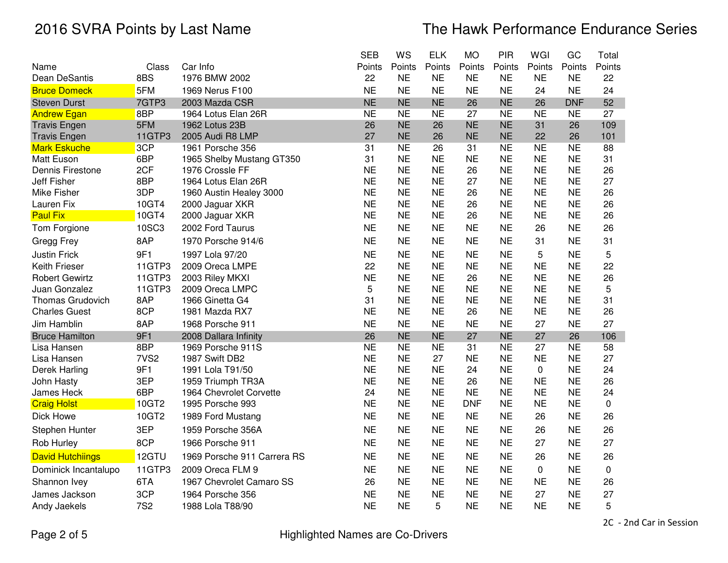# 2016 SVRA Points by Last Name

## The Hawk Performance Endurance Series

| Name | Class | Car Info | SEB Points | WS Points | ELK Points | MO Points | PIR Points | WGI Points | GC Points | Total Points |
|---|---|---|---|---|---|---|---|---|---|---|
| Dean DeSantis | 8BS | 1976 BMW 2002 | 22 | NE | NE | NE | NE | NE | NE | 22 |
| Bruce Domeck | 5FM | 1969 Nerus F100 | NE | NE | NE | NE | NE | 24 | NE | 24 |
| Steven Durst | 7GTP3 | 2003 Mazda CSR | NE | NE | NE | 26 | NE | 26 | DNF | 52 |
| Andrew Egan | 8BP | 1964 Lotus Elan 26R | NE | NE | NE | 27 | NE | NE | NE | 27 |
| Travis Engen | 5FM | 1962 Lotus 23B | 26 | NE | 26 | NE | NE | 31 | 26 | 109 |
| Travis Engen | 11GTP3 | 2005 Audi R8 LMP | 27 | NE | 26 | NE | NE | 22 | 26 | 101 |
| Mark Eskuche | 3CP | 1961 Porsche 356 | 31 | NE | 26 | 31 | NE | NE | NE | 88 |
| Matt Euson | 6BP | 1965 Shelby Mustang GT350 | 31 | NE | NE | NE | NE | NE | NE | 31 |
| Dennis Firestone | 2CF | 1976 Crossle FF | NE | NE | NE | 26 | NE | NE | NE | 26 |
| Jeff Fisher | 8BP | 1964 Lotus Elan 26R | NE | NE | NE | 27 | NE | NE | NE | 27 |
| Mike Fisher | 3DP | 1960 Austin Healey 3000 | NE | NE | NE | 26 | NE | NE | NE | 26 |
| Lauren Fix | 10GT4 | 2000 Jaguar XKR | NE | NE | NE | 26 | NE | NE | NE | 26 |
| Paul Fix | 10GT4 | 2000 Jaguar XKR | NE | NE | NE | 26 | NE | NE | NE | 26 |
| Tom Forgione | 10SC3 | 2002 Ford Taurus | NE | NE | NE | NE | NE | 26 | NE | 26 |
| Gregg Frey | 8AP | 1970 Porsche 914/6 | NE | NE | NE | NE | NE | 31 | NE | 31 |
| Justin Frick | 9F1 | 1997 Lola 97/20 | NE | NE | NE | NE | NE | 5 | NE | 5 |
| Keith Frieser | 11GTP3 | 2009 Oreca LMPE | 22 | NE | NE | NE | NE | NE | NE | 22 |
| Robert Gewirtz | 11GTP3 | 2003 Riley MKXI | NE | NE | NE | 26 | NE | NE | NE | 26 |
| Juan Gonzalez | 11GTP3 | 2009 Oreca LMPC | 5 | NE | NE | NE | NE | NE | NE | 5 |
| Thomas Grudovich | 8AP | 1966 Ginetta G4 | 31 | NE | NE | NE | NE | NE | NE | 31 |
| Charles Guest | 8CP | 1981 Mazda RX7 | NE | NE | NE | 26 | NE | NE | NE | 26 |
| Jim Hamblin | 8AP | 1968 Porsche 911 | NE | NE | NE | NE | NE | 27 | NE | 27 |
| Bruce Hamilton | 9F1 | 2008 Dallara Infinity | 26 | NE | NE | 27 | NE | 27 | 26 | 106 |
| Lisa Hansen | 8BP | 1969 Porsche 911S | NE | NE | NE | 31 | NE | 27 | NE | 58 |
| Lisa Hansen | 7VS2 | 1987 Swift DB2 | NE | NE | 27 | NE | NE | NE | NE | 27 |
| Derek Harling | 9F1 | 1991 Lola T91/50 | NE | NE | NE | 24 | NE | 0 | NE | 24 |
| John Hasty | 3EP | 1959 Triumph TR3A | NE | NE | NE | 26 | NE | NE | NE | 26 |
| James Heck | 6BP | 1964 Chevrolet Corvette | 24 | NE | NE | NE | NE | NE | NE | 24 |
| Craig Holst | 10GT2 | 1995 Porsche 993 | NE | NE | NE | DNF | NE | NE | NE | 0 |
| Dick Howe | 10GT2 | 1989 Ford Mustang | NE | NE | NE | NE | NE | 26 | NE | 26 |
| Stephen Hunter | 3EP | 1959 Porsche 356A | NE | NE | NE | NE | NE | 26 | NE | 26 |
| Rob Hurley | 8CP | 1966 Porsche 911 | NE | NE | NE | NE | NE | 27 | NE | 27 |
| David Hutchiings | 12GTU | 1969 Porsche 911 Carrera RS | NE | NE | NE | NE | NE | 26 | NE | 26 |
| Dominick Incantalupo | 11GTP3 | 2009 Oreca FLM 9 | NE | NE | NE | NE | NE | 0 | NE | 0 |
| Shannon Ivey | 6TA | 1967 Chevrolet Camaro SS | 26 | NE | NE | NE | NE | NE | NE | 26 |
| James Jackson | 3CP | 1964 Porsche 356 | NE | NE | NE | NE | NE | 27 | NE | 27 |
| Andy Jaekels | 7S2 | 1988 Lola T88/90 | NE | NE | 5 | NE | NE | NE | NE | 5 |

2C - 2nd Car in Session

Highlighted Names are Co-Drivers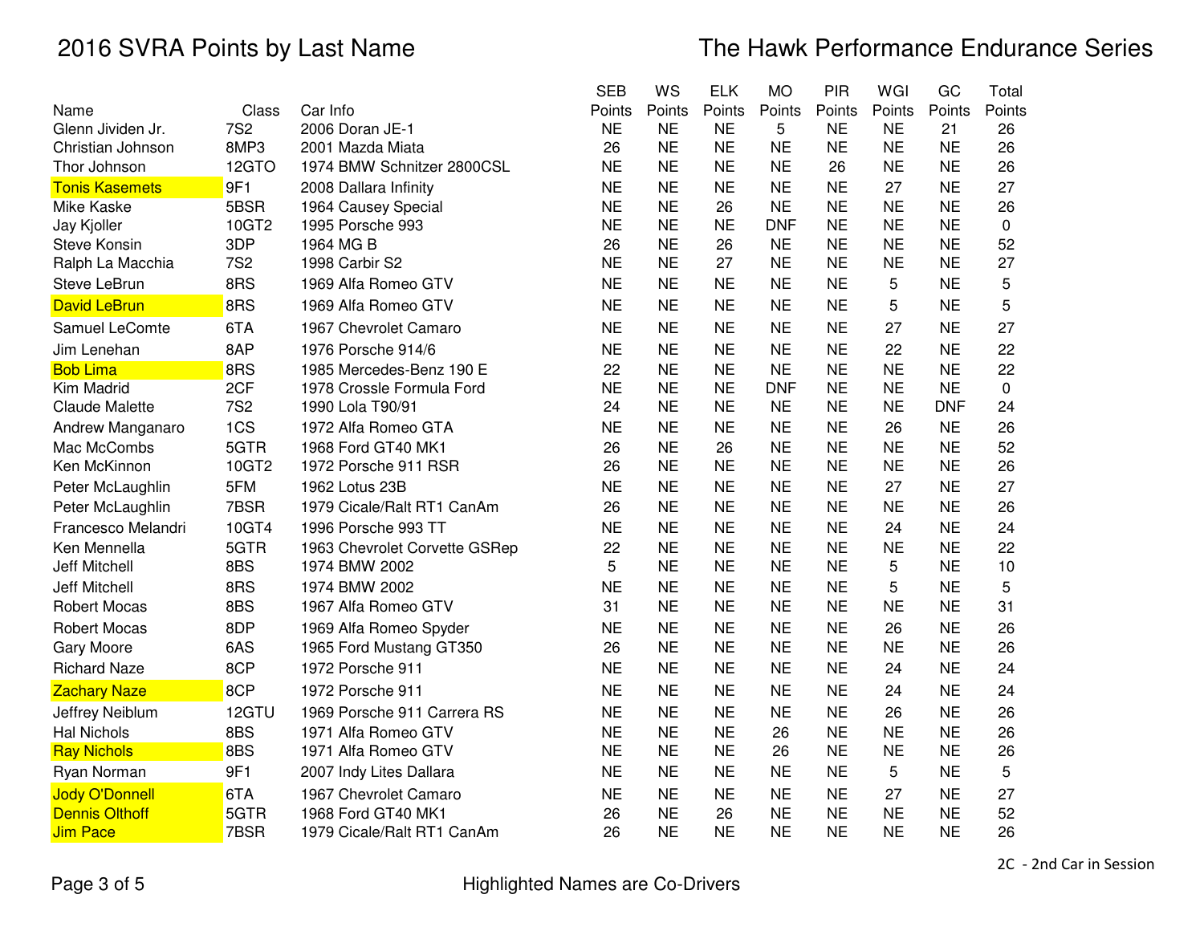# 2016 SVRA Points by Last Name

# The Hawk Performance Endurance Series

| Name | Class | Car Info | SEB Points | WS Points | ELK Points | MO Points | PIR Points | WGI Points | GC Points | Total Points |
|---|---|---|---|---|---|---|---|---|---|---|
| Glenn Jividen Jr. | 7S2 | 2006 Doran JE-1 | NE | NE | NE | 5 | NE | NE | 21 | 26 |
| Christian Johnson | 8MP3 | 2001 Mazda Miata | 26 | NE | NE | NE | NE | NE | NE | 26 |
| Thor Johnson | 12GTO | 1974 BMW Schnitzer 2800CSL | NE | NE | NE | NE | 26 | NE | NE | 26 |
| Tonis Kasemets | 9F1 | 2008 Dallara Infinity | NE | NE | NE | NE | NE | 27 | NE | 27 |
| Mike Kaske | 5BSR | 1964 Causey Special | NE | NE | 26 | NE | NE | NE | NE | 26 |
| Jay Kjoller | 10GT2 | 1995 Porsche 993 | NE | NE | NE | DNF | NE | NE | NE | 0 |
| Steve Konsin | 3DP | 1964 MG B | 26 | NE | 26 | NE | NE | NE | NE | 52 |
| Ralph La Macchia | 7S2 | 1998 Carbir S2 | NE | NE | 27 | NE | NE | NE | NE | 27 |
| Steve LeBrun | 8RS | 1969 Alfa Romeo GTV | NE | NE | NE | NE | NE | 5 | NE | 5 |
| David LeBrun | 8RS | 1969 Alfa Romeo GTV | NE | NE | NE | NE | NE | 5 | NE | 5 |
| Samuel LeComte | 6TA | 1967 Chevrolet Camaro | NE | NE | NE | NE | NE | 27 | NE | 27 |
| Jim Lenehan | 8AP | 1976 Porsche 914/6 | NE | NE | NE | NE | NE | 22 | NE | 22 |
| Bob Lima | 8RS | 1985 Mercedes-Benz 190 E | 22 | NE | NE | NE | NE | NE | NE | 22 |
| Kim Madrid | 2CF | 1978 Crossle Formula Ford | NE | NE | NE | DNF | NE | NE | NE | 0 |
| Claude Malette | 7S2 | 1990 Lola T90/91 | 24 | NE | NE | NE | NE | NE | DNF | 24 |
| Andrew Manganaro | 1CS | 1972 Alfa Romeo GTA | NE | NE | NE | NE | NE | 26 | NE | 26 |
| Mac McCombs | 5GTR | 1968 Ford GT40 MK1 | 26 | NE | 26 | NE | NE | NE | NE | 52 |
| Ken McKinnon | 10GT2 | 1972 Porsche 911 RSR | 26 | NE | NE | NE | NE | NE | NE | 26 |
| Peter McLaughlin | 5FM | 1962 Lotus 23B | NE | NE | NE | NE | NE | 27 | NE | 27 |
| Peter McLaughlin | 7BSR | 1979 Cicale/Ralt RT1 CanAm | 26 | NE | NE | NE | NE | NE | NE | 26 |
| Francesco Melandri | 10GT4 | 1996 Porsche 993 TT | NE | NE | NE | NE | NE | 24 | NE | 24 |
| Ken Mennella | 5GTR | 1963 Chevrolet Corvette GSRep | 22 | NE | NE | NE | NE | NE | NE | 22 |
| Jeff Mitchell | 8BS | 1974 BMW 2002 | 5 | NE | NE | NE | NE | 5 | NE | 10 |
| Jeff Mitchell | 8RS | 1974 BMW 2002 | NE | NE | NE | NE | NE | 5 | NE | 5 |
| Robert Mocas | 8BS | 1967 Alfa Romeo GTV | 31 | NE | NE | NE | NE | NE | NE | 31 |
| Robert Mocas | 8DP | 1969 Alfa Romeo Spyder | NE | NE | NE | NE | NE | 26 | NE | 26 |
| Gary Moore | 6AS | 1965 Ford Mustang GT350 | 26 | NE | NE | NE | NE | NE | NE | 26 |
| Richard Naze | 8CP | 1972 Porsche 911 | NE | NE | NE | NE | NE | 24 | NE | 24 |
| Zachary Naze | 8CP | 1972 Porsche 911 | NE | NE | NE | NE | NE | 24 | NE | 24 |
| Jeffrey Neiblum | 12GTU | 1969 Porsche 911 Carrera RS | NE | NE | NE | NE | NE | 26 | NE | 26 |
| Hal Nichols | 8BS | 1971 Alfa Romeo GTV | NE | NE | NE | 26 | NE | NE | NE | 26 |
| Ray Nichols | 8BS | 1971 Alfa Romeo GTV | NE | NE | NE | 26 | NE | NE | NE | 26 |
| Ryan Norman | 9F1 | 2007 Indy Lites Dallara | NE | NE | NE | NE | NE | 5 | NE | 5 |
| Jody O'Donnell | 6TA | 1967 Chevrolet Camaro | NE | NE | NE | NE | NE | 27 | NE | 27 |
| Dennis Olthoff | 5GTR | 1968 Ford GT40 MK1 | 26 | NE | 26 | NE | NE | NE | NE | 52 |
| Jim Pace | 7BSR | 1979 Cicale/Ralt RT1 CanAm | 26 | NE | NE | NE | NE | NE | NE | 26 |

2C - 2nd Car in Session

Highlighted Names are Co-Drivers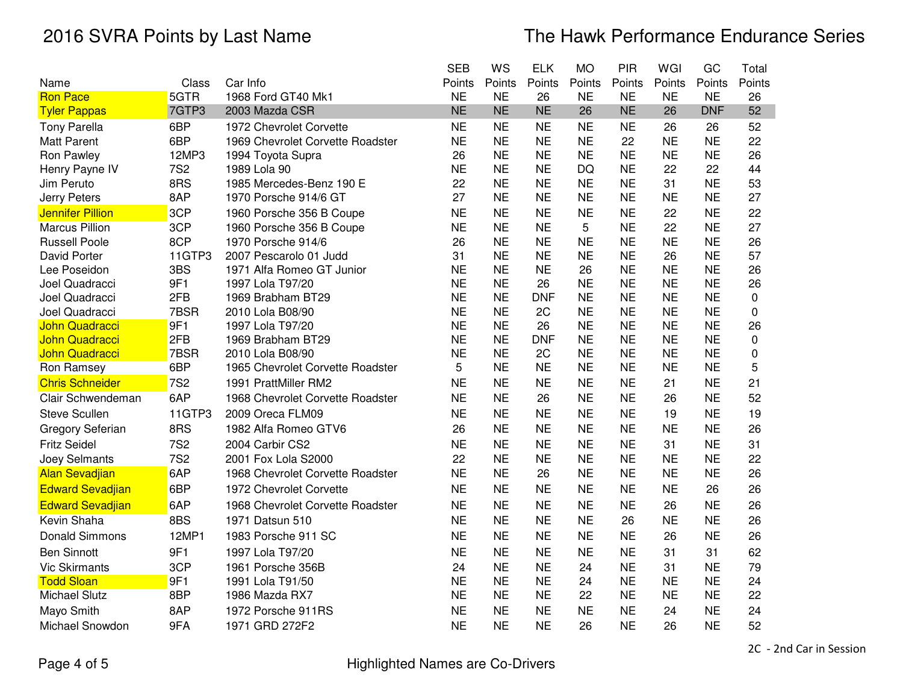# 2016 SVRA Points by Last Name

## The Hawk Performance Endurance Series

| Name | Class | Car Info | SEB Points | WS Points | ELK Points | MO Points | PIR Points | WGI Points | GC Points | Total Points |
|---|---|---|---|---|---|---|---|---|---|---|
| Ron Pace | 5GTR | 1968 Ford GT40 Mk1 | NE | NE | 26 | NE | NE | NE | NE | 26 |
| Tyler Pappas | 7GTP3 | 2003 Mazda CSR | NE | NE | NE | 26 | NE | 26 | DNF | 52 |
| Tony Parella | 6BP | 1972 Chevrolet Corvette | NE | NE | NE | NE | NE | 26 | 26 | 52 |
| Matt Parent | 6BP | 1969 Chevrolet Corvette Roadster | NE | NE | NE | NE | 22 | NE | NE | 22 |
| Ron Pawley | 12MP3 | 1994 Toyota Supra | 26 | NE | NE | NE | NE | NE | NE | 26 |
| Henry Payne IV | 7S2 | 1989 Lola 90 | NE | NE | NE | DQ | NE | 22 | 22 | 44 |
| Jim Peruto | 8RS | 1985 Mercedes-Benz 190 E | 22 | NE | NE | NE | NE | 31 | NE | 53 |
| Jerry Peters | 8AP | 1970 Porsche 914/6 GT | 27 | NE | NE | NE | NE | NE | NE | 27 |
| Jennifer Pillion | 3CP | 1960 Porsche 356 B Coupe | NE | NE | NE | NE | NE | 22 | NE | 22 |
| Marcus Pillion | 3CP | 1960 Porsche 356 B Coupe | NE | NE | NE | 5 | NE | 22 | NE | 27 |
| Russell Poole | 8CP | 1970 Porsche 914/6 | 26 | NE | NE | NE | NE | NE | NE | 26 |
| David Porter | 11GTP3 | 2007 Pescarolo 01 Judd | 31 | NE | NE | NE | NE | 26 | NE | 57 |
| Lee Poseidon | 3BS | 1971 Alfa Romeo GT Junior | NE | NE | NE | 26 | NE | NE | NE | 26 |
| Joel Quadracci | 9F1 | 1997 Lola T97/20 | NE | NE | 26 | NE | NE | NE | NE | 26 |
| Joel Quadracci | 2FB | 1969 Brabham BT29 | NE | NE | DNF | NE | NE | NE | NE | 0 |
| Joel Quadracci | 7BSR | 2010 Lola B08/90 | NE | NE | 2C | NE | NE | NE | NE | 0 |
| John Quadracci | 9F1 | 1997 Lola T97/20 | NE | NE | 26 | NE | NE | NE | NE | 26 |
| John Quadracci | 2FB | 1969 Brabham BT29 | NE | NE | DNF | NE | NE | NE | NE | 0 |
| John Quadracci | 7BSR | 2010 Lola B08/90 | NE | NE | 2C | NE | NE | NE | NE | 0 |
| Ron Ramsey | 6BP | 1965 Chevrolet Corvette Roadster | 5 | NE | NE | NE | NE | NE | NE | 5 |
| Chris Schneider | 7S2 | 1991 PrattMiller RM2 | NE | NE | NE | NE | NE | 21 | NE | 21 |
| Clair Schwendeman | 6AP | 1968 Chevrolet Corvette Roadster | NE | NE | 26 | NE | NE | 26 | NE | 52 |
| Steve Scullen | 11GTP3 | 2009 Oreca FLM09 | NE | NE | NE | NE | NE | 19 | NE | 19 |
| Gregory Seferian | 8RS | 1982 Alfa Romeo GTV6 | 26 | NE | NE | NE | NE | NE | NE | 26 |
| Fritz Seidel | 7S2 | 2004 Carbir CS2 | NE | NE | NE | NE | NE | 31 | NE | 31 |
| Joey Selmants | 7S2 | 2001 Fox Lola S2000 | 22 | NE | NE | NE | NE | NE | NE | 22 |
| Alan Sevadjian | 6AP | 1968 Chevrolet Corvette Roadster | NE | NE | 26 | NE | NE | NE | NE | 26 |
| Edward Sevadjian | 6BP | 1972 Chevrolet Corvette | NE | NE | NE | NE | NE | NE | 26 | 26 |
| Edward Sevadjian | 6AP | 1968 Chevrolet Corvette Roadster | NE | NE | NE | NE | NE | 26 | NE | 26 |
| Kevin Shaha | 8BS | 1971 Datsun 510 | NE | NE | NE | NE | 26 | NE | NE | 26 |
| Donald Simmons | 12MP1 | 1983 Porsche 911 SC | NE | NE | NE | NE | NE | 26 | NE | 26 |
| Ben Sinnott | 9F1 | 1997 Lola T97/20 | NE | NE | NE | NE | NE | 31 | 31 | 62 |
| Vic Skirmants | 3CP | 1961 Porsche 356B | 24 | NE | NE | 24 | NE | 31 | NE | 79 |
| Todd Sloan | 9F1 | 1991 Lola T91/50 | NE | NE | NE | 24 | NE | NE | NE | 24 |
| Michael Slutz | 8BP | 1986 Mazda RX7 | NE | NE | NE | 22 | NE | NE | NE | 22 |
| Mayo Smith | 8AP | 1972 Porsche 911RS | NE | NE | NE | NE | NE | 24 | NE | 24 |
| Michael Snowdon | 9FA | 1971 GRD 272F2 | NE | NE | NE | 26 | NE | 26 | NE | 52 |

2C - 2nd Car in Session

Highlighted Names are Co-Drivers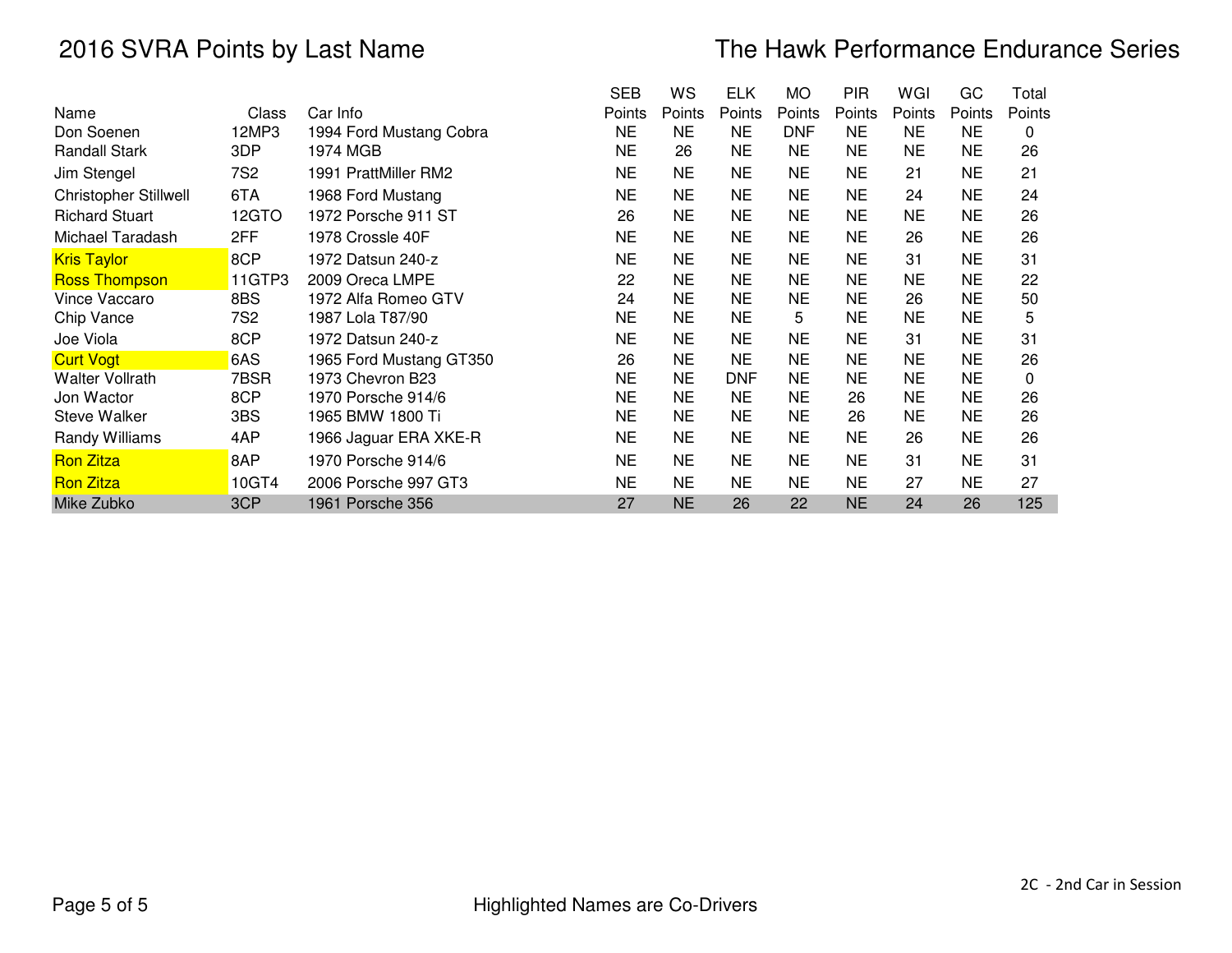# 2016 SVRA Points by Last Name

# The Hawk Performance Endurance Series

| Name | Class | Car Info | SEB Points | WS Points | ELK Points | MO Points | PIR Points | WGI Points | GC Points | Total Points |
|---|---|---|---|---|---|---|---|---|---|---|
| Don Soenen | 12MP3 | 1994 Ford Mustang Cobra | NE | NE | NE | DNF | NE | NE | NE | 0 |
| Randall Stark | 3DP | 1974 MGB | NE | 26 | NE | NE | NE | NE | NE | 26 |
| Jim Stengel | 7S2 | 1991 PrattMiller RM2 | NE | NE | NE | NE | NE | 21 | NE | 21 |
| Christopher Stillwell | 6TA | 1968 Ford Mustang | NE | NE | NE | NE | NE | 24 | NE | 24 |
| Richard Stuart | 12GTO | 1972 Porsche 911 ST | 26 | NE | NE | NE | NE | NE | NE | 26 |
| Michael Taradash | 2FF | 1978 Crossle 40F | NE | NE | NE | NE | NE | 26 | NE | 26 |
| Kris Taylor | 8CP | 1972 Datsun 240-z | NE | NE | NE | NE | NE | 31 | NE | 31 |
| Ross Thompson | 11GTP3 | 2009 Oreca LMPE | 22 | NE | NE | NE | NE | NE | NE | 22 |
| Vince Vaccaro | 8BS | 1972 Alfa Romeo GTV | 24 | NE | NE | NE | NE | 26 | NE | 50 |
| Chip Vance | 7S2 | 1987 Lola T87/90 | NE | NE | NE | 5 | NE | NE | NE | 5 |
| Joe Viola | 8CP | 1972 Datsun 240-z | NE | NE | NE | NE | NE | 31 | NE | 31 |
| Curt Vogt | 6AS | 1965 Ford Mustang GT350 | 26 | NE | NE | NE | NE | NE | NE | 26 |
| Walter Vollrath | 7BSR | 1973 Chevron B23 | NE | NE | DNF | NE | NE | NE | NE | 0 |
| Jon Wactor | 8CP | 1970 Porsche 914/6 | NE | NE | NE | NE | 26 | NE | NE | 26 |
| Steve Walker | 3BS | 1965 BMW 1800 Ti | NE | NE | NE | NE | 26 | NE | NE | 26 |
| Randy Williams | 4AP | 1966 Jaguar ERA XKE-R | NE | NE | NE | NE | NE | 26 | NE | 26 |
| Ron Zitza | 8AP | 1970 Porsche 914/6 | NE | NE | NE | NE | NE | 31 | NE | 31 |
| Ron Zitza | 10GT4 | 2006 Porsche 997 GT3 | NE | NE | NE | NE | NE | 27 | NE | 27 |
| Mike Zubko | 3CP | 1961 Porsche 356 | 27 | NE | 26 | 22 | NE | 24 | 26 | 125 |

2C - 2nd Car in Session

Highlighted Names are Co-Drivers